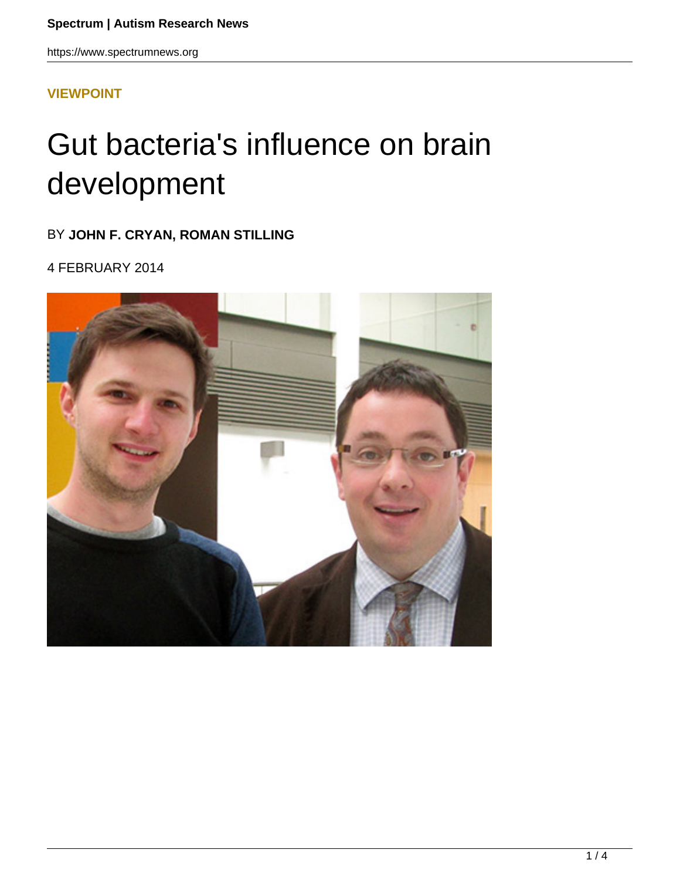**VIEWPOINT**

# Gut bacteria's influence on brain development

BY **JOHN F. CRYAN, ROMAN STILLING**

4 FEBRUARY 2014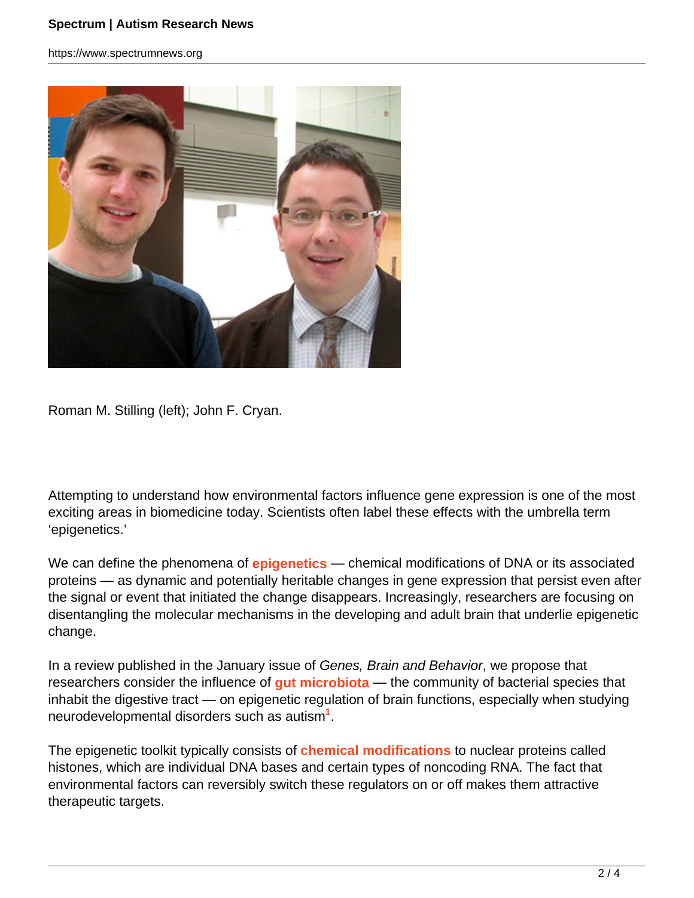Roman M. Stilling (left); John F. Cryan.

Attempting to understand how environmental factors influence gene expression is one of the most exciting areas in biomedicine today. Scientists often label these effects with the umbrella term 'epigenetics.'

We can define the phenomena of **epigenetics** — chemical modifications of DNA or its associated proteins — as dynamic and potentially heritable changes in gene expression that persist even after the signal or event that initiated the change disappears. Increasingly, researchers are focusing on disentangling the molecular mechanisms in the developing and adult brain that underlie epigenetic change.

In a review published in the January issue of *Genes, Brain and Behavior*, we propose that researchers consider the influence of **gut microbiota** — the community of bacterial species that inhabit the digestive tract — on epigenetic regulation of brain functions, especially when studying neurodevelopmental disorders such as autism[1].

The epigenetic toolkit typically consists of **chemical modifications** to nuclear proteins called histones, which are individual DNA bases and certain types of noncoding RNA. The fact that environmental factors can reversibly switch these regulators on or off makes them attractive therapeutic targets.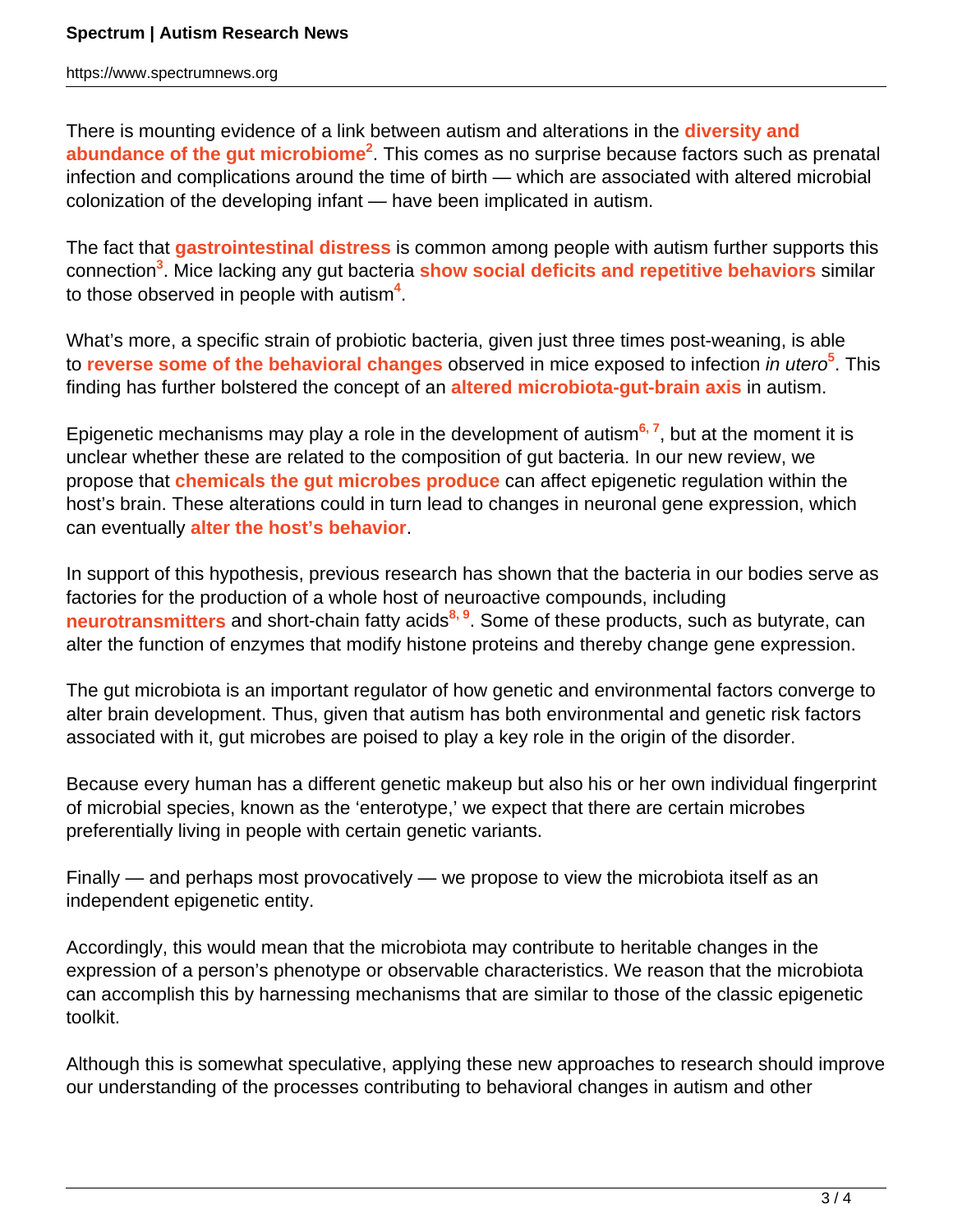There is mounting evidence of a link between autism and alterations in the **diversity and abundance of the gut microbiome**[2]. This comes as no surprise because factors such as prenatal infection and complications around the time of birth — which are associated with altered microbial colonization of the developing infant — have been implicated in autism.

The fact that **gastrointestinal distress** is common among people with autism further supports this connection[3]. Mice lacking any gut bacteria **show social deficits and repetitive behaviors** similar to those observed in people with autism[4].

What's more, a specific strain of probiotic bacteria, given just three times post-weaning, is able to **reverse some of the behavioral changes** observed in mice exposed to infection *in utero*[5]. This finding has further bolstered the concept of an **altered microbiota-gut-brain axis** in autism.

Epigenetic mechanisms may play a role in the development of autism[6, 7], but at the moment it is unclear whether these are related to the composition of gut bacteria. In our new review, we propose that **chemicals the gut microbes produce** can affect epigenetic regulation within the host's brain. These alterations could in turn lead to changes in neuronal gene expression, which can eventually **alter the host's behavior**.

In support of this hypothesis, previous research has shown that the bacteria in our bodies serve as factories for the production of a whole host of neuroactive compounds, including **neurotransmitters** and short-chain fatty acids[8, 9]. Some of these products, such as butyrate, can alter the function of enzymes that modify histone proteins and thereby change gene expression.

The gut microbiota is an important regulator of how genetic and environmental factors converge to alter brain development. Thus, given that autism has both environmental and genetic risk factors associated with it, gut microbes are poised to play a key role in the origin of the disorder.

Because every human has a different genetic makeup but also his or her own individual fingerprint of microbial species, known as the 'enterotype,' we expect that there are certain microbes preferentially living in people with certain genetic variants.

Finally — and perhaps most provocatively — we propose to view the microbiota itself as an independent epigenetic entity.

Accordingly, this would mean that the microbiota may contribute to heritable changes in the expression of a person's phenotype or observable characteristics. We reason that the microbiota can accomplish this by harnessing mechanisms that are similar to those of the classic epigenetic toolkit.

Although this is somewhat speculative, applying these new approaches to research should improve our understanding of the processes contributing to behavioral changes in autism and other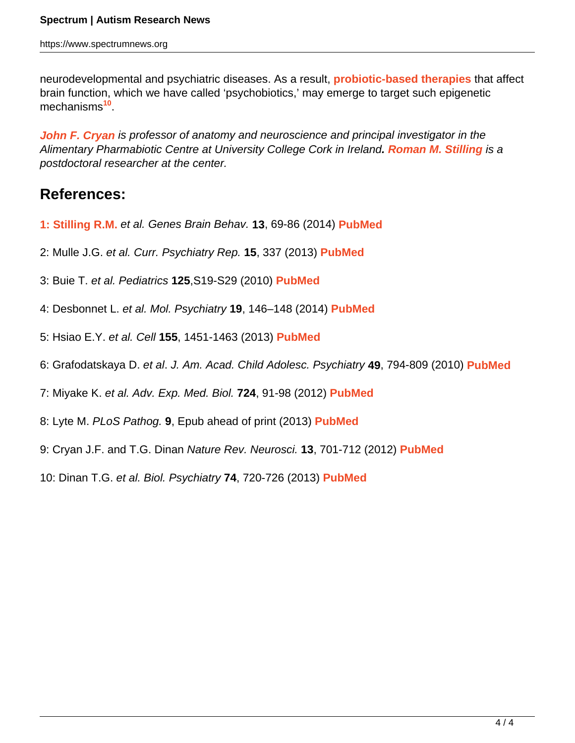neurodevelopmental and psychiatric diseases. As a result, **probiotic-based therapies** that affect brain function, which we have called 'psychobiotics,' may emerge to target such epigenetic mechanisms[10].

***John F. Cryan*** *is professor of anatomy and neuroscience and principal investigator in the Alimentary Pharmabiotic Centre at University College Cork in Ireland.* ***Roman M. Stilling*** *is a postdoctoral researcher at the center.*

## References:

**1: Stilling R.M.** *et al. Genes Brain Behav.* **13**, 69-86 (2014) **PubMed**

2: Mulle J.G. *et al. Curr. Psychiatry Rep.* **15**, 337 (2013) **PubMed**

3: Buie T. *et al. Pediatrics* **125**,S19-S29 (2010) **PubMed**

4: Desbonnet L. *et al. Mol. Psychiatry* **19**, 146–148 (2014) **PubMed**

5: Hsiao E.Y. *et al. Cell* **155**, 1451-1463 (2013) **PubMed**

6: Grafodatskaya D. *et al*. *J. Am. Acad. Child Adolesc. Psychiatry* **49**, 794-809 (2010) **PubMed**

7: Miyake K. *et al. Adv. Exp. Med. Biol.* **724**, 91-98 (2012) **PubMed**

8: Lyte M. *PLoS Pathog.* **9**, Epub ahead of print (2013) **PubMed**

9: Cryan J.F. and T.G. Dinan *Nature Rev. Neurosci.* **13**, 701-712 (2012) **PubMed**

10: Dinan T.G. *et al. Biol. Psychiatry* **74**, 720-726 (2013) **PubMed**